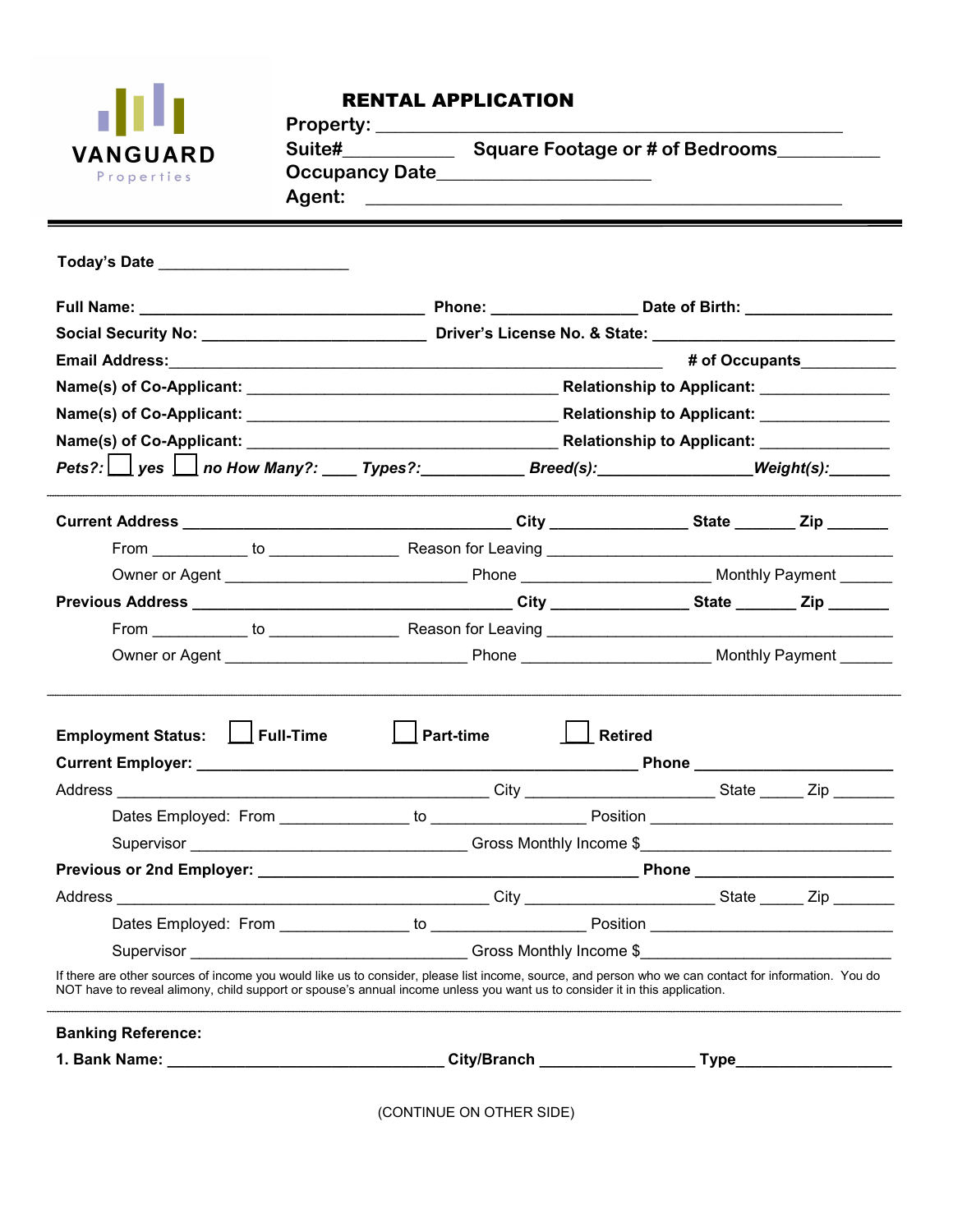VANGUARD
Properties

# RENTAL APPLICATION

**Property:** ________________________________________________

**Suite#**__________ **Square Footage or # of Bedrooms**__________

**Occupancy Date**____________________

**Agent:** ________________________________________________

---

**Today's Date** ____________________

**Full Name:** ______________________________ **Phone:** _______________ **Date of Birth:** _______________

**Social Security No:** ______________________ **Driver's License No. & State:** __________________________

**Email Address:**__________________________________________________ **# of Occupants**__________

**Name(s) of Co-Applicant:** _________________________________ **Relationship to Applicant:** _____________

**Name(s) of Co-Applicant:** _________________________________ **Relationship to Applicant:** _____________

**Name(s) of Co-Applicant:** _________________________________ **Relationship to Applicant:** _____________

***Pets?:*** ☐ ***yes*** ☐ ***no How Many?:*** ____ ***Types?:***___________ ***Breed(s):***________________***Weight(s):***_______

---

**Current Address** ___________________________________ **City** _______________ **State** _______ **Zip** _______

From __________ to ______________ Reason for Leaving ________________________________________

Owner or Agent ___________________________ Phone ____________________ Monthly Payment ______

**Previous Address** __________________________________ **City** _______________ **State** _______ **Zip** _______

From __________ to ______________ Reason for Leaving ________________________________________

Owner or Agent ___________________________ Phone ____________________ Monthly Payment ______

---

**Employment Status:** ☐ **Full-Time** ☐ **Part-time** ☐ **Retired**

**Current Employer:** ________________________________________________ **Phone** _____________________

Address __________________________________________ City _____________________ State _____ Zip _______

Dates Employed: From ______________ to ________________ Position ___________________________

Supervisor ______________________________ Gross Monthly Income $___________________________

**Previous or 2nd Employer:** __________________________________________ **Phone** _____________________

Address __________________________________________ City _____________________ State _____ Zip _______

Dates Employed: From ______________ to ________________ Position ___________________________

Supervisor ______________________________ Gross Monthly Income $___________________________

If there are other sources of income you would like us to consider, please list income, source, and person who we can contact for information. You do NOT have to reveal alimony, child support or spouse's annual income unless you want us to consider it in this application.

---

**Banking Reference:**

**1. Bank Name:** _______________________________ **City/Branch** _________________ **Type**_________________

(CONTINUE ON OTHER SIDE)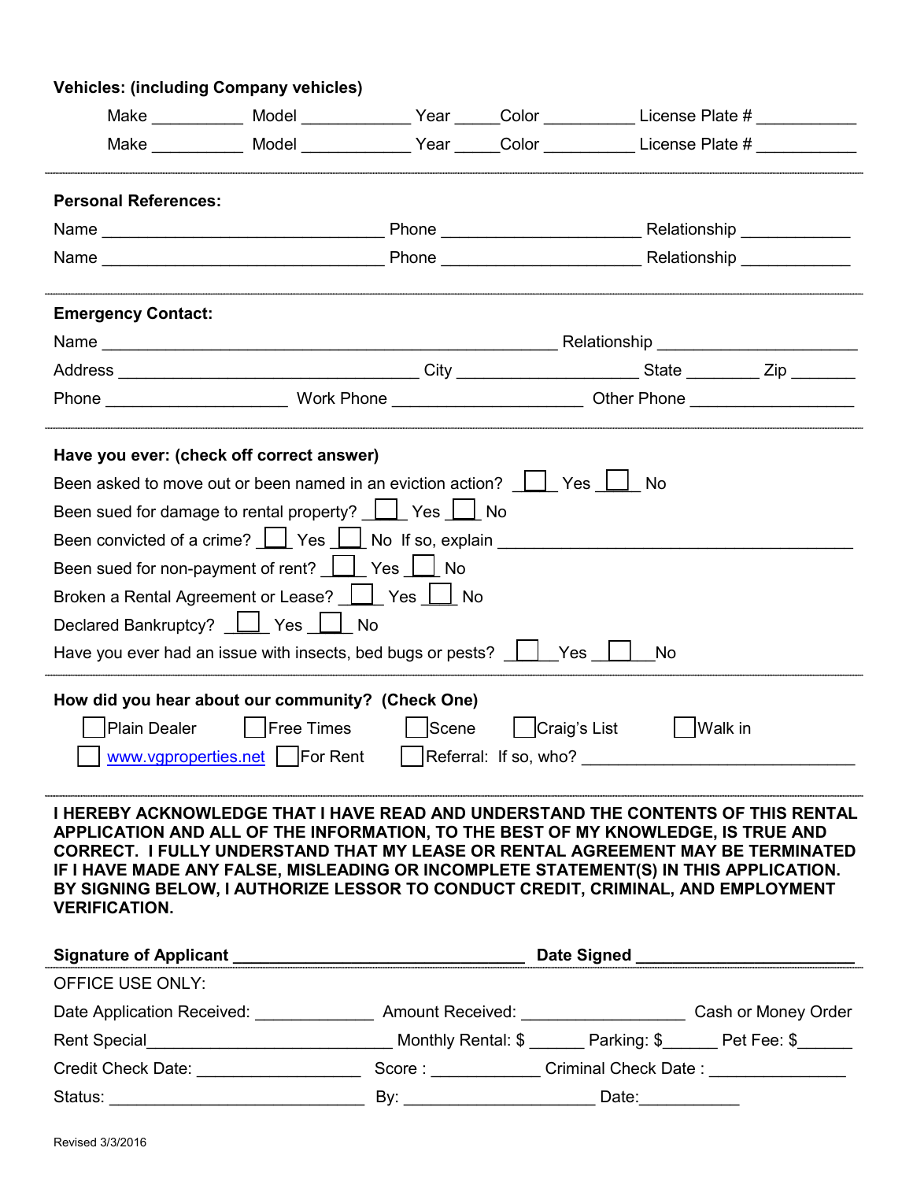**Vehicles: (including Company vehicles)**

Make __________ Model ____________ Year _____ Color __________ License Plate # ___________

Make __________ Model ____________ Year _____ Color __________ License Plate # ___________

**Personal References:**

Name ________________________________ Phone ______________________ Relationship ____________

Name ________________________________ Phone ______________________ Relationship ____________

**Emergency Contact:**

Name ____________________________________________________ Relationship ______________________

Address __________________________________ City _____________________ State ________ Zip _______

Phone ____________________ Work Phone ______________________ Other Phone __________________

**Have you ever: (check off correct answer)**

Been asked to move out or been named in an eviction action? ☐ Yes ☐ No

Been sued for damage to rental property? ☐ Yes ☐ No

Been convicted of a crime? ☐ Yes ☐ No If so, explain ________________________________________

Been sued for non-payment of rent? ☐ Yes ☐ No

Broken a Rental Agreement or Lease? ☐ Yes ☐ No

Declared Bankruptcy? ☐ Yes ☐ No

Have you ever had an issue with insects, bed bugs or pests? ☐ Yes ☐ No

**How did you hear about our community? (Check One)**

☐ Plain Dealer ☐ Free Times ☐ Scene ☐ Craig's List ☐ Walk in

☐ www.vgproperties.net ☐ For Rent ☐ Referral: If so, who? ______________________________

**I HEREBY ACKNOWLEDGE THAT I HAVE READ AND UNDERSTAND THE CONTENTS OF THIS RENTAL APPLICATION AND ALL OF THE INFORMATION, TO THE BEST OF MY KNOWLEDGE, IS TRUE AND CORRECT. I FULLY UNDERSTAND THAT MY LEASE OR RENTAL AGREEMENT MAY BE TERMINATED IF I HAVE MADE ANY FALSE, MISLEADING OR INCOMPLETE STATEMENT(S) IN THIS APPLICATION. BY SIGNING BELOW, I AUTHORIZE LESSOR TO CONDUCT CREDIT, CRIMINAL, AND EMPLOYMENT VERIFICATION.**

**Signature of Applicant** _________________________________ **Date Signed** _________________________

OFFICE USE ONLY:

Date Application Received: _____________ Amount Received: __________________ Cash or Money Order

Rent Special____________________________ Monthly Rental: $ ______ Parking: $______ Pet Fee: $______

Credit Check Date: __________________ Score : ____________ Criminal Check Date : _______________

Status: _____________________________ By: ______________________ Date:___________

Revised 3/3/2016